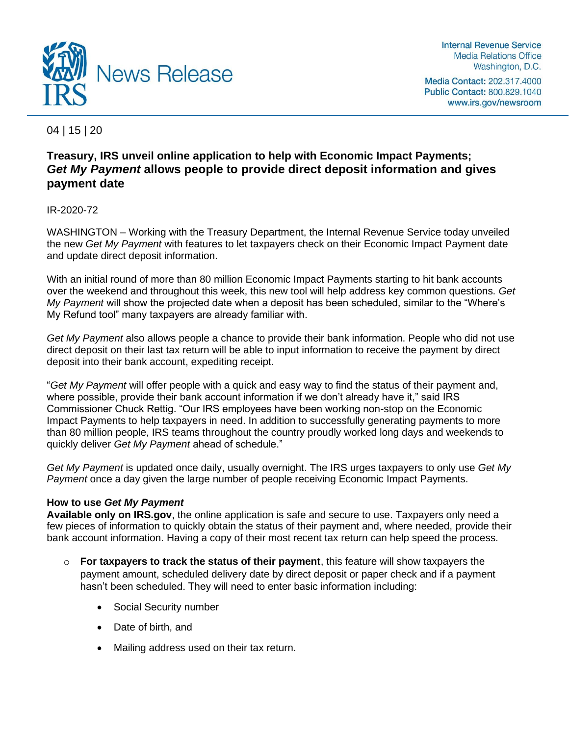IRS News Release

Internal Revenue Service
Media Relations Office
Washington, D.C.

Media Contact: 202.317.4000
Public Contact: 800.829.1040
www.irs.gov/newsroom

04 | 15 | 20

## Treasury, IRS unveil online application to help with Economic Impact Payments; *Get My Payment* allows people to provide direct deposit information and gives payment date

IR-2020-72

WASHINGTON – Working with the Treasury Department, the Internal Revenue Service today unveiled the new *Get My Payment* with features to let taxpayers check on their Economic Impact Payment date and update direct deposit information.

With an initial round of more than 80 million Economic Impact Payments starting to hit bank accounts over the weekend and throughout this week, this new tool will help address key common questions. *Get My Payment* will show the projected date when a deposit has been scheduled, similar to the "Where's My Refund tool" many taxpayers are already familiar with.

*Get My Payment* also allows people a chance to provide their bank information. People who did not use direct deposit on their last tax return will be able to input information to receive the payment by direct deposit into their bank account, expediting receipt.

"*Get My Payment* will offer people with a quick and easy way to find the status of their payment and, where possible, provide their bank account information if we don't already have it," said IRS Commissioner Chuck Rettig. "Our IRS employees have been working non-stop on the Economic Impact Payments to help taxpayers in need. In addition to successfully generating payments to more than 80 million people, IRS teams throughout the country proudly worked long days and weekends to quickly deliver *Get My Payment* ahead of schedule."

*Get My Payment* is updated once daily, usually overnight. The IRS urges taxpayers to only use *Get My Payment* once a day given the large number of people receiving Economic Impact Payments.

**How to use *Get My Payment***
**Available only on IRS.gov**, the online application is safe and secure to use. Taxpayers only need a few pieces of information to quickly obtain the status of their payment and, where needed, provide their bank account information. Having a copy of their most recent tax return can help speed the process.

- **For taxpayers to track the status of their payment**, this feature will show taxpayers the payment amount, scheduled delivery date by direct deposit or paper check and if a payment hasn't been scheduled. They will need to enter basic information including:
    - Social Security number
    - Date of birth, and
    - Mailing address used on their tax return.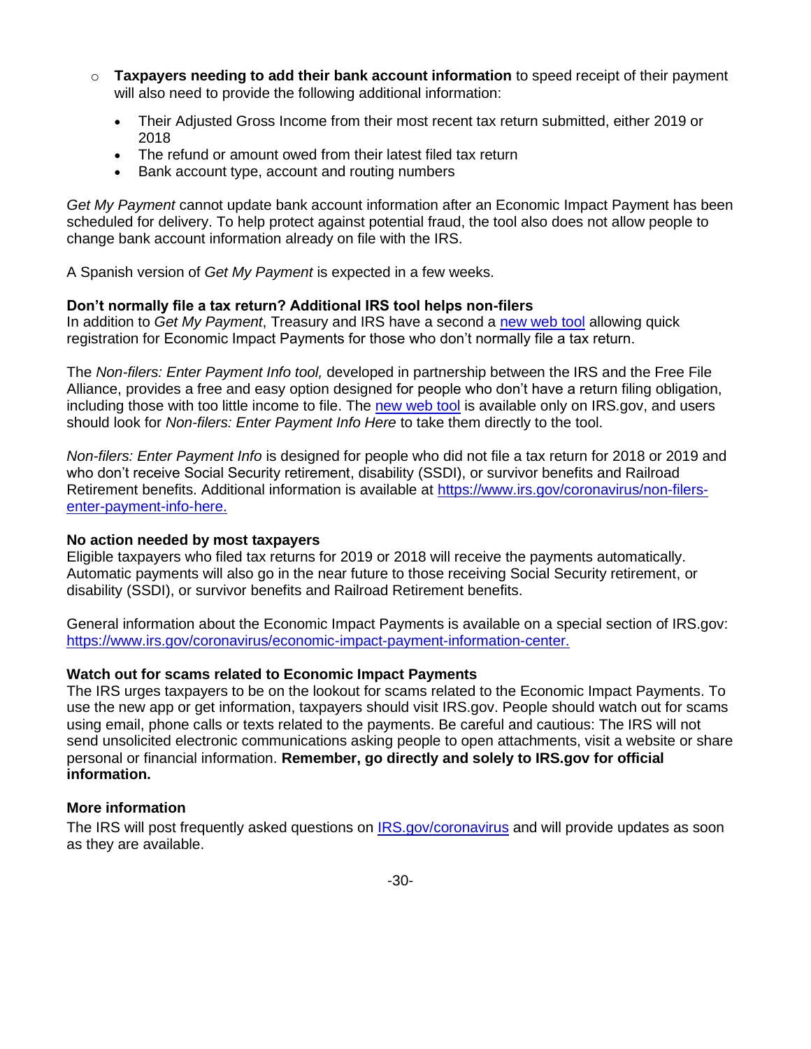- **Taxpayers needing to add their bank account information** to speed receipt of their payment will also need to provide the following additional information:
  - Their Adjusted Gross Income from their most recent tax return submitted, either 2019 or 2018
  - The refund or amount owed from their latest filed tax return
  - Bank account type, account and routing numbers

*Get My Payment* cannot update bank account information after an Economic Impact Payment has been scheduled for delivery. To help protect against potential fraud, the tool also does not allow people to change bank account information already on file with the IRS.

A Spanish version of *Get My Payment* is expected in a few weeks.

**Don't normally file a tax return? Additional IRS tool helps non-filers**
In addition to *Get My Payment*, Treasury and IRS have a second a [new web tool] allowing quick registration for Economic Impact Payments for those who don't normally file a tax return.

The *Non-filers: Enter Payment Info tool,* developed in partnership between the IRS and the Free File Alliance, provides a free and easy option designed for people who don't have a return filing obligation, including those with too little income to file. The [new web tool] is available only on IRS.gov, and users should look for *Non-filers: Enter Payment Info Here* to take them directly to the tool.

*Non-filers: Enter Payment Info* is designed for people who did not file a tax return for 2018 or 2019 and who don't receive Social Security retirement, disability (SSDI), or survivor benefits and Railroad Retirement benefits. Additional information is available at https://www.irs.gov/coronavirus/non-filers-enter-payment-info-here.

**No action needed by most taxpayers**
Eligible taxpayers who filed tax returns for 2019 or 2018 will receive the payments automatically. Automatic payments will also go in the near future to those receiving Social Security retirement, or disability (SSDI), or survivor benefits and Railroad Retirement benefits.

General information about the Economic Impact Payments is available on a special section of IRS.gov: https://www.irs.gov/coronavirus/economic-impact-payment-information-center.

**Watch out for scams related to Economic Impact Payments**
The IRS urges taxpayers to be on the lookout for scams related to the Economic Impact Payments. To use the new app or get information, taxpayers should visit IRS.gov. People should watch out for scams using email, phone calls or texts related to the payments. Be careful and cautious: The IRS will not send unsolicited electronic communications asking people to open attachments, visit a website or share personal or financial information. **Remember, go directly and solely to IRS.gov for official information.**

**More information**
The IRS will post frequently asked questions on IRS.gov/coronavirus and will provide updates as soon as they are available.

-30-